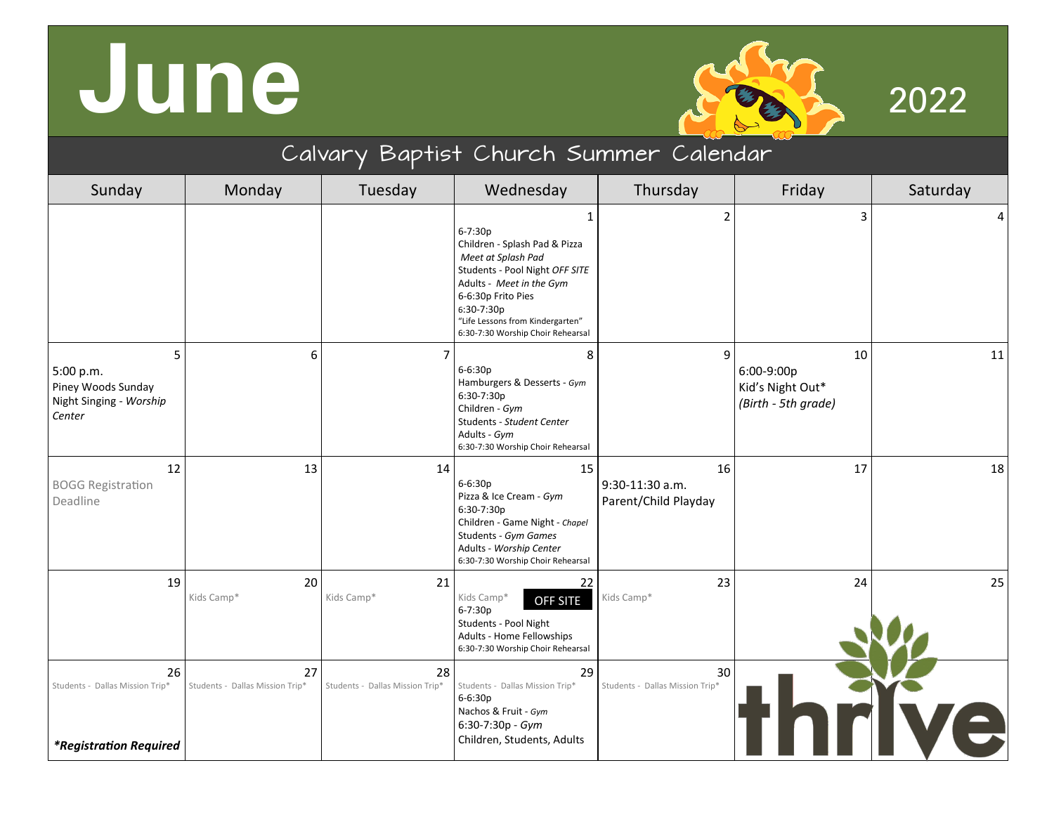# June 2022

## Calvary Baptist Church Summer Calendar

| Sunday | Monday | Tuesday | Wednesday | Thursday | Friday | Saturday |
|---|---|---|---|---|---|---|
| | | | 1<br>6-7:30p<br>Children - Splash Pad & Pizza<br>*Meet at Splash Pad*<br>Students - Pool Night *OFF SITE*<br>Adults - *Meet in the Gym*<br>6-6:30p Frito Pies<br>6:30-7:30p<br>"Life Lessons from Kindergarten"<br>6:30-7:30 Worship Choir Rehearsal | 2 | 3 | 4 |
| 5<br>5:00 p.m.<br>Piney Woods Sunday Night Singing - *Worship Center* | 6 | 7 | 8<br>6-6:30p<br>Hamburgers & Desserts - *Gym*<br>6:30-7:30p<br>Children - *Gym*<br>Students - *Student Center*<br>Adults - *Gym*<br>6:30-7:30 Worship Choir Rehearsal | 9 | 10<br>6:00-9:00p<br>Kid's Night Out*<br>*(Birth - 5th grade)* | 11 |
| 12<br>BOGG Registration Deadline | 13 | 14 | 15<br>6-6:30p<br>Pizza & Ice Cream - *Gym*<br>6:30-7:30p<br>Children - Game Night - *Chapel*<br>Students - *Gym Games*<br>Adults - *Worship Center*<br>6:30-7:30 Worship Choir Rehearsal | 16<br>9:30-11:30 a.m.<br>Parent/Child Playday | 17 | 18 |
| 19 | 20<br>Kids Camp* | 21<br>Kids Camp* | 22<br>Kids Camp*<br>OFF SITE<br>6-7:30p<br>Students - Pool Night<br>Adults - Home Fellowships<br>6:30-7:30 Worship Choir Rehearsal | 23<br>Kids Camp* | 24 | 25 |
| 26<br>Students - Dallas Mission Trip*<br><br>***Registration Required** | 27<br>Students - Dallas Mission Trip* | 28<br>Students - Dallas Mission Trip* | 29<br>Students - Dallas Mission Trip*<br>6-6:30p<br>Nachos & Fruit - *Gym*<br>6:30-7:30p - *Gym*<br>Children, Students, Adults | 30<br>Students - Dallas Mission Trip* | thrive | |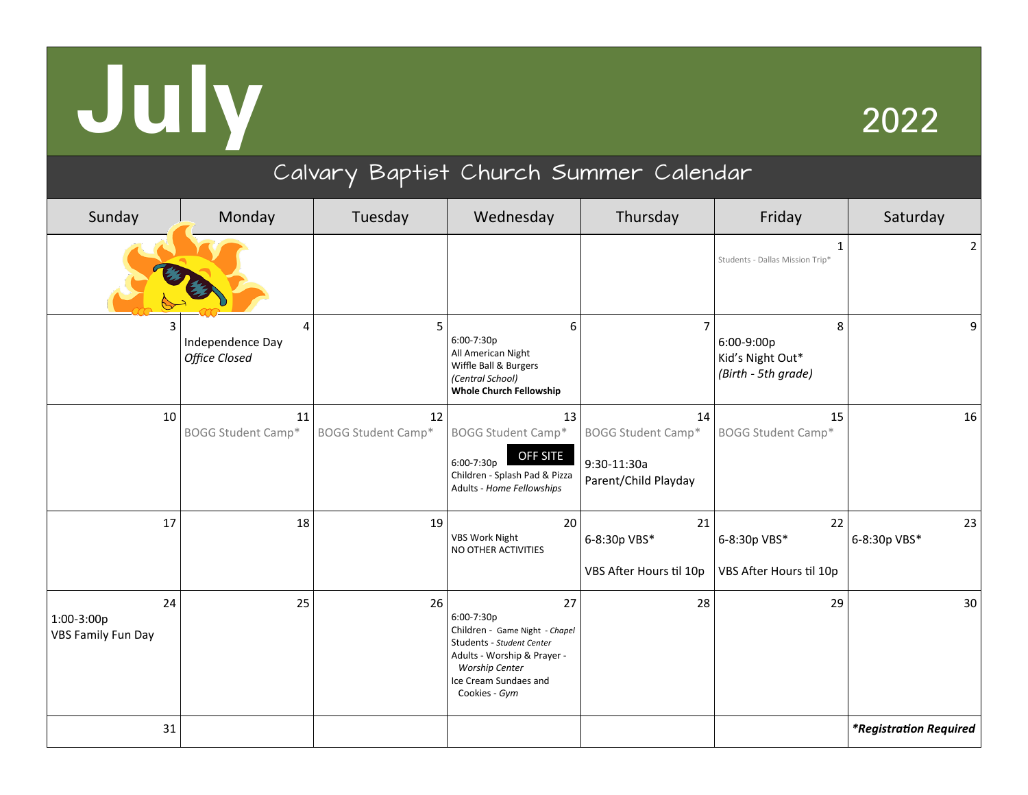# July 2022

## Calvary Baptist Church Summer Calendar

| Sunday | Monday | Tuesday | Wednesday | Thursday | Friday | Saturday |
|---|---|---|---|---|---|---|
| | | | | | 1<br>Students - Dallas Mission Trip* | 2 |
| 3 | 4<br>Independence Day<br>*Office Closed* | 5 | 6<br>6:00-7:30p<br>All American Night<br>Wiffle Ball & Burgers<br>*(Central School)*<br>**Whole Church Fellowship** | 7 | 8<br>6:00-9:00p<br>Kid's Night Out*<br>*(Birth - 5th grade)* | 9 |
| 10 | 11<br>BOGG Student Camp* | 12<br>BOGG Student Camp* | 13<br>BOGG Student Camp*<br>OFF SITE<br>6:00-7:30p<br>Children - Splash Pad & Pizza<br>Adults - *Home Fellowships* | 14<br>BOGG Student Camp*<br>9:30-11:30a<br>Parent/Child Playday | 15<br>BOGG Student Camp* | 16 |
| 17 | 18 | 19 | 20<br>VBS Work Night<br>NO OTHER ACTIVITIES | 21<br>6-8:30p VBS*<br>VBS After Hours til 10p | 22<br>6-8:30p VBS*<br>VBS After Hours til 10p | 23<br>6-8:30p VBS* |
| 24<br>1:00-3:00p<br>VBS Family Fun Day | 25 | 26 | 27<br>6:00-7:30p<br>Children - Game Night - *Chapel*<br>Students - *Student Center*<br>Adults - Worship & Prayer - *Worship Center*<br>Ice Cream Sundaes and Cookies - *Gym* | 28 | 29 | 30 |
| 31 | | | | | | ***Registration Required** |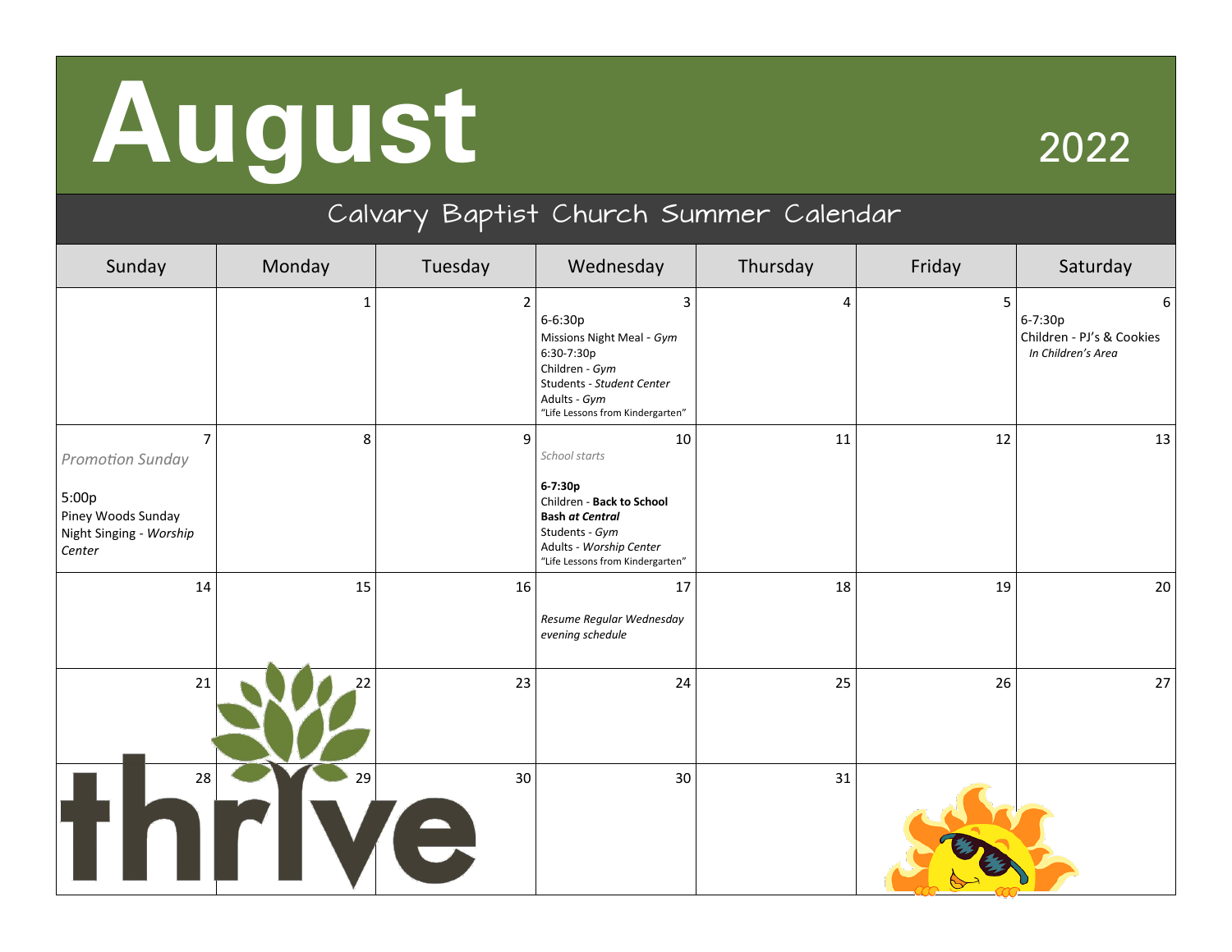# August

2022

## Calvary Baptist Church Summer Calendar

| Sunday | Monday | Tuesday | Wednesday | Thursday | Friday | Saturday |
|---|---|---|---|---|---|---|
| | 1 | 2 | 3<br>6-6:30p<br>Missions Night Meal - *Gym*<br>6:30-7:30p<br>Children - *Gym*<br>Students - *Student Center*<br>Adults - *Gym*<br>"Life Lessons from Kindergarten" | 4 | 5 | 6<br>6-7:30p<br>Children - PJ's & Cookies<br>*In Children's Area* |
| 7<br>*Promotion Sunday*<br><br>5:00p<br>Piney Woods Sunday Night Singing - *Worship Center* | 8 | 9 | 10<br>*School starts*<br><br>**6-7:30p**<br>Children - **Back to School Bash *at Central***<br>Students - *Gym*<br>Adults - *Worship Center*<br>"Life Lessons from Kindergarten" | 11 | 12 | 13 |
| 14 | 15 | 16 | 17<br>*Resume Regular Wednesday evening schedule* | 18 | 19 | 20 |
| 21 | 22 | 23 | 24 | 25 | 26 | 27 |
| 28 | 29 | 30 | 30 | 31 | | |

thrive